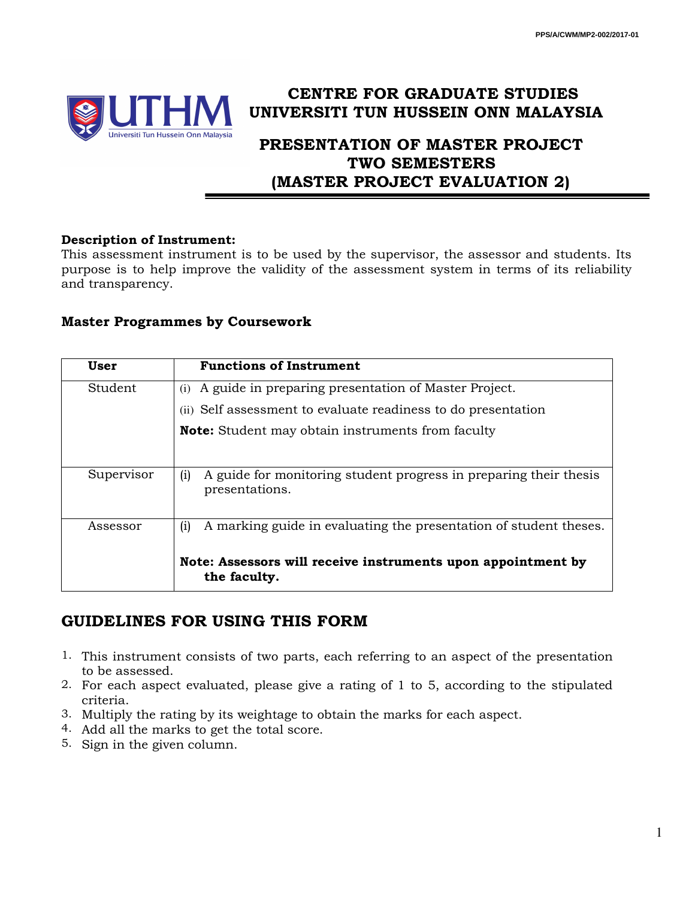# CENTRE FOR GRADUATE STUDIES
# UNIVERSITI TUN HUSSEIN ONN MALAYSIA

## PRESENTATION OF MASTER PROJECT
## TWO SEMESTERS
## (MASTER PROJECT EVALUATION 2)

**Description of Instrument:**
This assessment instrument is to be used by the supervisor, the assessor and students. Its purpose is to help improve the validity of the assessment system in terms of its reliability and transparency.

### Master Programmes by Coursework

| User | Functions of Instrument |
|---|---|
| Student | (i) A guide in preparing presentation of Master Project.<br>(ii) Self assessment to evaluate readiness to do presentation<br>**Note:** Student may obtain instruments from faculty |
| Supervisor | (i) A guide for monitoring student progress in preparing their thesis presentations. |
| Assessor | (i) A marking guide in evaluating the presentation of student theses.<br>**Note: Assessors will receive instruments upon appointment by the faculty.** |

## GUIDELINES FOR USING THIS FORM

1. This instrument consists of two parts, each referring to an aspect of the presentation to be assessed.
2. For each aspect evaluated, please give a rating of 1 to 5, according to the stipulated criteria.
3. Multiply the rating by its weightage to obtain the marks for each aspect.
4. Add all the marks to get the total score.
5. Sign in the given column.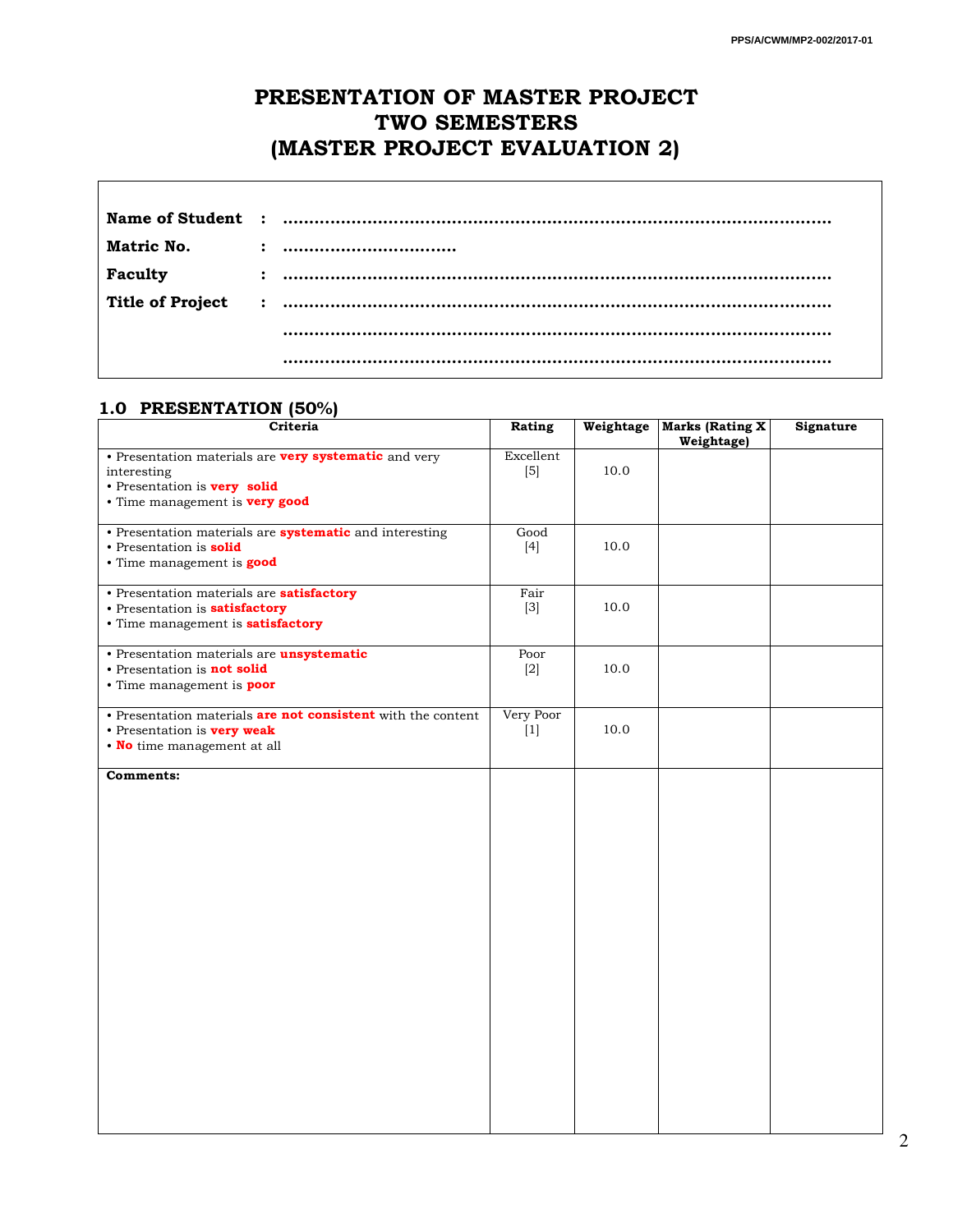# PRESENTATION OF MASTER PROJECT
# TWO SEMESTERS
# (MASTER PROJECT EVALUATION 2)

**Name of Student** : ......................................................................................................

**Matric No.** : .................................

**Faculty** : ......................................................................................................

**Title of Project** : ......................................................................................................

......................................................................................................

......................................................................................................

## 1.0 PRESENTATION (50%)

| Criteria | Rating | Weightage | Marks (Rating X Weightage) | Signature |
|---|---|---|---|---|
| • Presentation materials are **very systematic** and very interesting<br>• Presentation is **very solid**<br>• Time management is **very good** | Excellent [5] | 10.0 | | |
| • Presentation materials are **systematic** and interesting<br>• Presentation is **solid**<br>• Time management is **good** | Good [4] | 10.0 | | |
| • Presentation materials are **satisfactory**<br>• Presentation is **satisfactory**<br>• Time management is **satisfactory** | Fair [3] | 10.0 | | |
| • Presentation materials are **unsystematic**<br>• Presentation is **not solid**<br>• Time management is **poor** | Poor [2] | 10.0 | | |
| • Presentation materials **are not consistent** with the content<br>• Presentation is **very weak**<br>• **No** time management at all | Very Poor [1] | 10.0 | | |
| **Comments:** | | | | |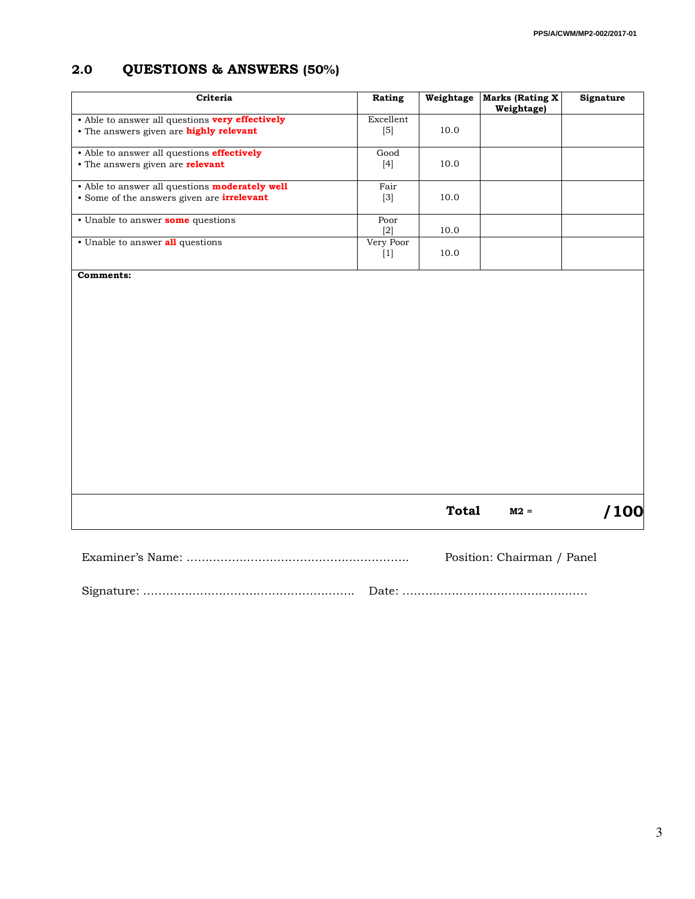## 2.0 QUESTIONS & ANSWERS (50%)

| Criteria | Rating | Weightage | Marks (Rating X Weightage) | Signature |
|---|---|---|---|---|
| • Able to answer all questions **very effectively**<br>• The answers given are **highly relevant** | Excellent [5] | 10.0 | | |
| • Able to answer all questions **effectively**<br>• The answers given are **relevant** | Good [4] | 10.0 | | |
| • Able to answer all questions **moderately well**<br>• Some of the answers given are **irrelevant** | Fair [3] | 10.0 | | |
| • Unable to answer **some** questions | Poor [2] | 10.0 | | |
| • Unable to answer **all** questions | Very Poor [1] | 10.0 | | |

**Comments:**

**Total** **M2 =** **/100**

Examiner's Name: ............................................................ Position: Chairman / Panel

Signature: .......................................................... Date: ..................................................